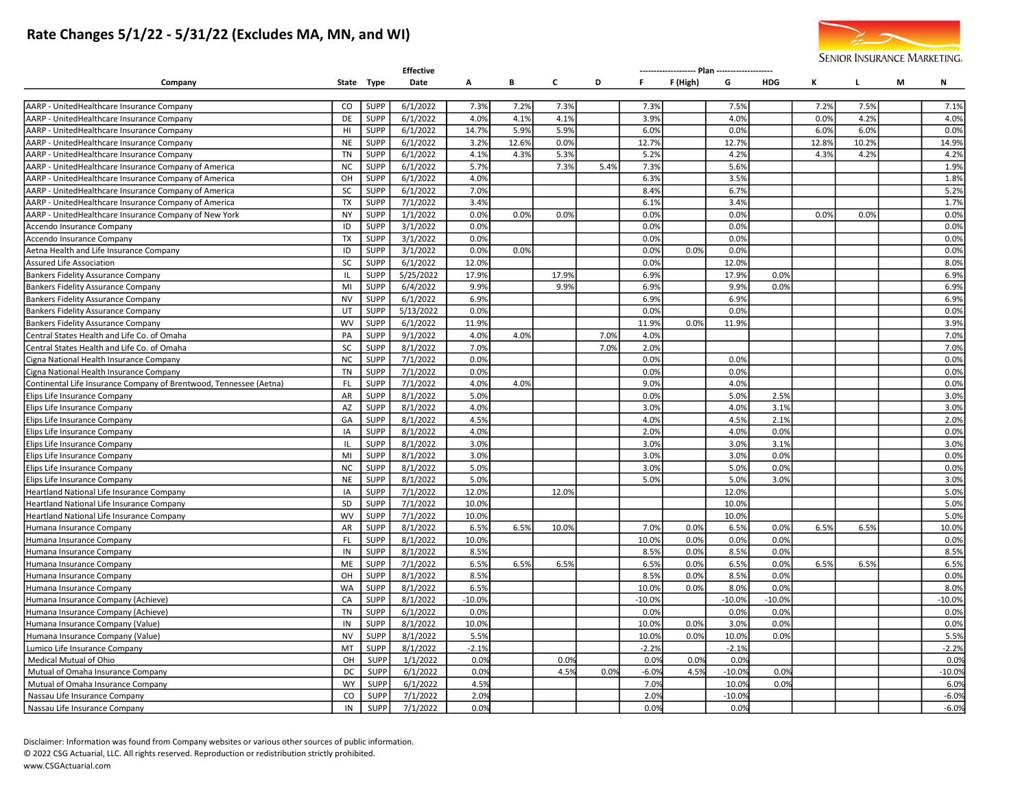# Rate Changes 5/1/22 - 5/31/22 (Excludes MA, MN, and WI)

| Company | State | Type | Effective Date | A | B | C | D | F | F (High) | G | HDG | K | L | M | N |
|---|---|---|---|---|---|---|---|---|---|---|---|---|---|---|---|
| AARP - UnitedHealthcare Insurance Company | CO | SUPP | 6/1/2022 | 7.3% | 7.2% | 7.3% | | 7.3% | | 7.5% | | 7.2% | 7.5% | | 7.1% |
| AARP - UnitedHealthcare Insurance Company | DE | SUPP | 6/1/2022 | 4.0% | 4.1% | 4.1% | | 3.9% | | 4.0% | | 0.0% | 4.2% | | 4.0% |
| AARP - UnitedHealthcare Insurance Company | HI | SUPP | 6/1/2022 | 14.7% | 5.9% | 5.9% | | 6.0% | | 0.0% | | 6.0% | 6.0% | | 0.0% |
| AARP - UnitedHealthcare Insurance Company | NE | SUPP | 6/1/2022 | 3.2% | 12.6% | 0.0% | | 12.7% | | 12.7% | | 12.8% | 10.2% | | 14.9% |
| AARP - UnitedHealthcare Insurance Company | TN | SUPP | 6/1/2022 | 4.1% | 4.3% | 5.3% | | 5.2% | | 4.2% | | 4.3% | 4.2% | | 4.2% |
| AARP - UnitedHealthcare Insurance Company of America | NC | SUPP | 6/1/2022 | 5.7% | | 7.3% | 5.4% | 7.3% | | 5.6% | | | | | 1.9% |
| AARP - UnitedHealthcare Insurance Company of America | OH | SUPP | 6/1/2022 | 4.0% | | | | 6.3% | | 3.5% | | | | | 1.8% |
| AARP - UnitedHealthcare Insurance Company of America | SC | SUPP | 6/1/2022 | 7.0% | | | | 8.4% | | 6.7% | | | | | 5.2% |
| AARP - UnitedHealthcare Insurance Company of America | TX | SUPP | 7/1/2022 | 3.4% | | | | 6.1% | | 3.4% | | | | | 1.7% |
| AARP - UnitedHealthcare Insurance Company of New York | NY | SUPP | 1/1/2022 | 0.0% | 0.0% | 0.0% | | 0.0% | | 0.0% | | 0.0% | 0.0% | | 0.0% |
| Accendo Insurance Company | ID | SUPP | 3/1/2022 | 0.0% | | | | 0.0% | | 0.0% | | | | | 0.0% |
| Accendo Insurance Company | TX | SUPP | 3/1/2022 | 0.0% | | | | 0.0% | | 0.0% | | | | | 0.0% |
| Aetna Health and Life Insurance Company | ID | SUPP | 3/1/2022 | 0.0% | 0.0% | | | 0.0% | 0.0% | 0.0% | | | | | 0.0% |
| Assured Life Association | SC | SUPP | 6/1/2022 | 12.0% | | | | 0.0% | | 12.0% | | | | | 8.0% |
| Bankers Fidelity Assurance Company | IL | SUPP | 5/25/2022 | 17.9% | | 17.9% | | 6.9% | | 17.9% | 0.0% | | | | 6.9% |
| Bankers Fidelity Assurance Company | MI | SUPP | 6/4/2022 | 9.9% | | 9.9% | | 6.9% | | 9.9% | 0.0% | | | | 6.9% |
| Bankers Fidelity Assurance Company | NV | SUPP | 6/1/2022 | 6.9% | | | | 6.9% | | 6.9% | | | | | 6.9% |
| Bankers Fidelity Assurance Company | UT | SUPP | 5/13/2022 | 0.0% | | | | 0.0% | | 0.0% | | | | | 0.0% |
| Bankers Fidelity Assurance Company | WV | SUPP | 6/1/2022 | 11.9% | | | | 11.9% | 0.0% | 11.9% | | | | | 3.9% |
| Central States Health and Life Co. of Omaha | PA | SUPP | 9/1/2022 | 4.0% | 4.0% | | 7.0% | 4.0% | | | | | | | 7.0% |
| Central States Health and Life Co. of Omaha | SC | SUPP | 8/1/2022 | 7.0% | | | 7.0% | 2.0% | | | | | | | 7.0% |
| Cigna National Health Insurance Company | NC | SUPP | 7/1/2022 | 0.0% | | | | 0.0% | | 0.0% | | | | | 0.0% |
| Cigna National Health Insurance Company | TN | SUPP | 7/1/2022 | 0.0% | | | | 0.0% | | 0.0% | | | | | 0.0% |
| Continental Life Insurance Company of Brentwood, Tennessee (Aetna) | FL | SUPP | 7/1/2022 | 4.0% | 4.0% | | | 9.0% | | 4.0% | | | | | 0.0% |
| Elips Life Insurance Company | AR | SUPP | 8/1/2022 | 5.0% | | | | 0.0% | | 5.0% | 2.5% | | | | 3.0% |
| Elips Life Insurance Company | AZ | SUPP | 8/1/2022 | 4.0% | | | | 3.0% | | 4.0% | 3.1% | | | | 3.0% |
| Elips Life Insurance Company | GA | SUPP | 8/1/2022 | 4.5% | | | | 4.0% | | 4.5% | 2.1% | | | | 2.0% |
| Elips Life Insurance Company | IA | SUPP | 8/1/2022 | 4.0% | | | | 2.0% | | 4.0% | 0.0% | | | | 0.0% |
| Elips Life Insurance Company | IL | SUPP | 8/1/2022 | 3.0% | | | | 3.0% | | 3.0% | 3.1% | | | | 3.0% |
| Elips Life Insurance Company | MI | SUPP | 8/1/2022 | 3.0% | | | | 3.0% | | 3.0% | 0.0% | | | | 0.0% |
| Elips Life Insurance Company | NC | SUPP | 8/1/2022 | 5.0% | | | | 3.0% | | 5.0% | 0.0% | | | | 0.0% |
| Elips Life Insurance Company | NE | SUPP | 8/1/2022 | 5.0% | | | | 5.0% | | 5.0% | 3.0% | | | | 3.0% |
| Heartland National Life Insurance Company | IA | SUPP | 7/1/2022 | 12.0% | | 12.0% | | | | 12.0% | | | | | 5.0% |
| Heartland National Life Insurance Company | SD | SUPP | 7/1/2022 | 10.0% | | | | | | 10.0% | | | | | 5.0% |
| Heartland National Life Insurance Company | WV | SUPP | 7/1/2022 | 10.0% | | | | | | 10.0% | | | | | 5.0% |
| Humana Insurance Company | AR | SUPP | 8/1/2022 | 6.5% | 6.5% | 10.0% | | 7.0% | 0.0% | 6.5% | 0.0% | 6.5% | 6.5% | | 10.0% |
| Humana Insurance Company | FL | SUPP | 8/1/2022 | 10.0% | | | | 10.0% | 0.0% | 0.0% | 0.0% | | | | 0.0% |
| Humana Insurance Company | IN | SUPP | 8/1/2022 | 8.5% | | | | 8.5% | 0.0% | 8.5% | 0.0% | | | | 8.5% |
| Humana Insurance Company | ME | SUPP | 7/1/2022 | 6.5% | 6.5% | 6.5% | | 6.5% | 0.0% | 6.5% | 0.0% | 6.5% | 6.5% | | 6.5% |
| Humana Insurance Company | OH | SUPP | 8/1/2022 | 8.5% | | | | 8.5% | 0.0% | 8.5% | 0.0% | | | | 0.0% |
| Humana Insurance Company | WA | SUPP | 8/1/2022 | 6.5% | | | | 10.0% | 0.0% | 8.0% | 0.0% | | | | 8.0% |
| Humana Insurance Company (Achieve) | CA | SUPP | 8/1/2022 | -10.0% | | | | -10.0% | | -10.0% | -10.0% | | | | -10.0% |
| Humana Insurance Company (Achieve) | TN | SUPP | 6/1/2022 | 0.0% | | | | 0.0% | | 0.0% | 0.0% | | | | 0.0% |
| Humana Insurance Company (Value) | IN | SUPP | 8/1/2022 | 10.0% | | | | 10.0% | 0.0% | 3.0% | 0.0% | | | | 0.0% |
| Humana Insurance Company (Value) | NV | SUPP | 8/1/2022 | 5.5% | | | | 10.0% | 0.0% | 10.0% | 0.0% | | | | 5.5% |
| Lumico Life Insurance Company | MT | SUPP | 8/1/2022 | -2.1% | | | | -2.2% | | -2.1% | | | | | -2.2% |
| Medical Mutual of Ohio | OH | SUPP | 1/1/2022 | 0.0% | | 0.0% | | 0.0% | 0.0% | 0.0% | | | | | 0.0% |
| Mutual of Omaha Insurance Company | DC | SUPP | 6/1/2022 | 0.0% | | 4.5% | 0.0% | -6.0% | 4.5% | -10.0% | 0.0% | | | | -10.0% |
| Mutual of Omaha Insurance Company | WY | SUPP | 6/1/2022 | 4.5% | | | | 7.0% | | 10.0% | 0.0% | | | | 6.0% |
| Nassau Life Insurance Company | CO | SUPP | 7/1/2022 | 2.0% | | | | 2.0% | | -10.0% | | | | | -6.0% |
| Nassau Life Insurance Company | IN | SUPP | 7/1/2022 | 0.0% | | | | 0.0% | | 0.0% | | | | | -6.0% |

Disclaimer: Information was found from Company websites or various other sources of public information.

© 2022 CSG Actuarial, LLC. All rights reserved. Reproduction or redistribution strictly prohibited.

www.CSGActuarial.com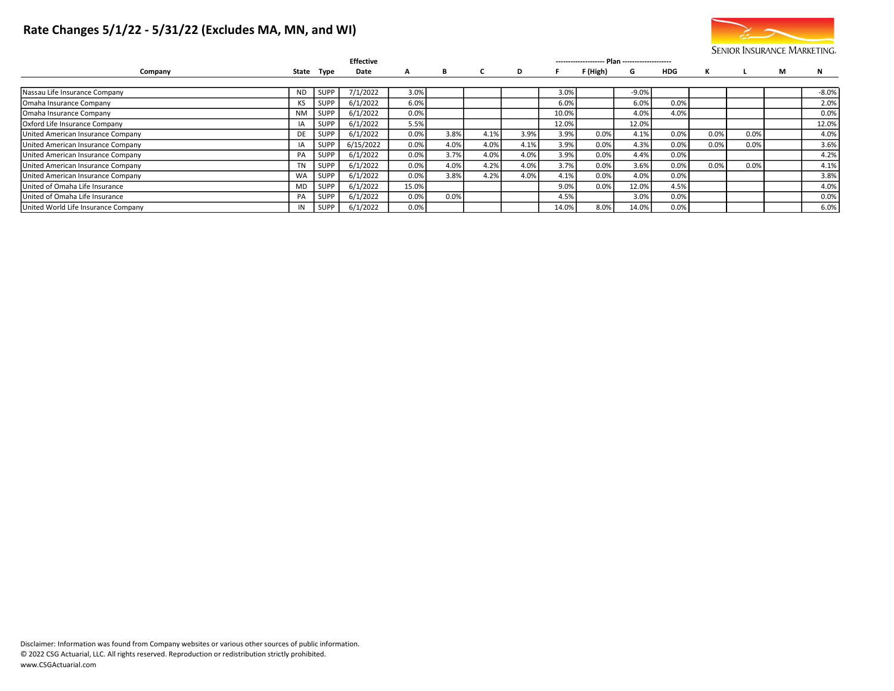# Rate Changes 5/1/22 - 5/31/22 (Excludes MA, MN, and WI)

SENIOR INSURANCE MARKETING.

| Company | State | Type | Effective Date | A | B | C | D | F | F (High) | G | HDG | K | L | M | N |
|---|---|---|---|---|---|---|---|---|---|---|---|---|---|---|---|
| Nassau Life Insurance Company | ND | SUPP | 7/1/2022 | 3.0% | | | | 3.0% | | -9.0% | | | | | -8.0% |
| Omaha Insurance Company | KS | SUPP | 6/1/2022 | 6.0% | | | | 6.0% | | 6.0% | 0.0% | | | | 2.0% |
| Omaha Insurance Company | NM | SUPP | 6/1/2022 | 0.0% | | | | 10.0% | | 4.0% | 4.0% | | | | 0.0% |
| Oxford Life Insurance Company | IA | SUPP | 6/1/2022 | 5.5% | | | | 12.0% | | 12.0% | | | | | 12.0% |
| United American Insurance Company | DE | SUPP | 6/1/2022 | 0.0% | 3.8% | 4.1% | 3.9% | 3.9% | 0.0% | 4.1% | 0.0% | 0.0% | 0.0% | | 4.0% |
| United American Insurance Company | IA | SUPP | 6/15/2022 | 0.0% | 4.0% | 4.0% | 4.1% | 3.9% | 0.0% | 4.3% | 0.0% | 0.0% | 0.0% | | 3.6% |
| United American Insurance Company | PA | SUPP | 6/1/2022 | 0.0% | 3.7% | 4.0% | 4.0% | 3.9% | 0.0% | 4.4% | 0.0% | | | | 4.2% |
| United American Insurance Company | TN | SUPP | 6/1/2022 | 0.0% | 4.0% | 4.2% | 4.0% | 3.7% | 0.0% | 3.6% | 0.0% | 0.0% | 0.0% | | 4.1% |
| United American Insurance Company | WA | SUPP | 6/1/2022 | 0.0% | 3.8% | 4.2% | 4.0% | 4.1% | 0.0% | 4.0% | 0.0% | | | | 3.8% |
| United of Omaha Life Insurance | MD | SUPP | 6/1/2022 | 15.0% | | | | 9.0% | 0.0% | 12.0% | 4.5% | | | | 4.0% |
| United of Omaha Life Insurance | PA | SUPP | 6/1/2022 | 0.0% | 0.0% | | | 4.5% | | 3.0% | 0.0% | | | | 0.0% |
| United World Life Insurance Company | IN | SUPP | 6/1/2022 | 0.0% | | | | 14.0% | 8.0% | 14.0% | 0.0% | | | | 6.0% |

Disclaimer: Information was found from Company websites or various other sources of public information.
© 2022 CSG Actuarial, LLC. All rights reserved. Reproduction or redistribution strictly prohibited.
www.CSGActuarial.com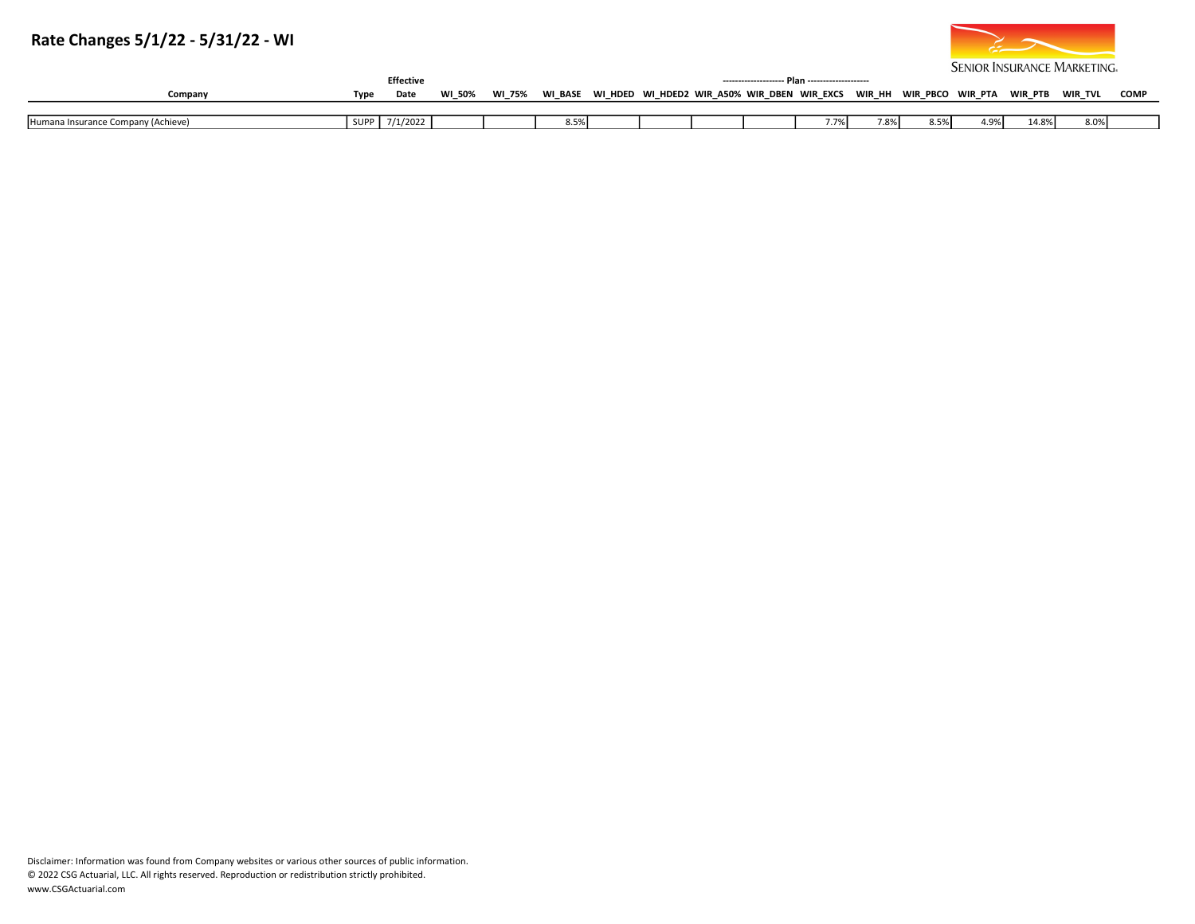# Rate Changes 5/1/22 - 5/31/22 - WI

SENIOR INSURANCE MARKETING.

| Company | Type | Effective Date | WI_50% | WI_75% | WI_BASE | WI_HDED | WI_HDED2 | WIR_A50% | WIR_DBEN | WIR_EXCS | WIR_HH | WIR_PBCO | WIR_PTA | WIR_PTB | WIR_TVL | COMP |
|---|---|---|---|---|---|---|---|---|---|---|---|---|---|---|---|---|
| Humana Insurance Company (Achieve) | SUPP | 7/1/2022 | | | 8.5% | | | | | 7.7% | 7.8% | 8.5% | 4.9% | 14.8% | 8.0% | |

Disclaimer: Information was found from Company websites or various other sources of public information.
© 2022 CSG Actuarial, LLC. All rights reserved. Reproduction or redistribution strictly prohibited.
www.CSGActuarial.com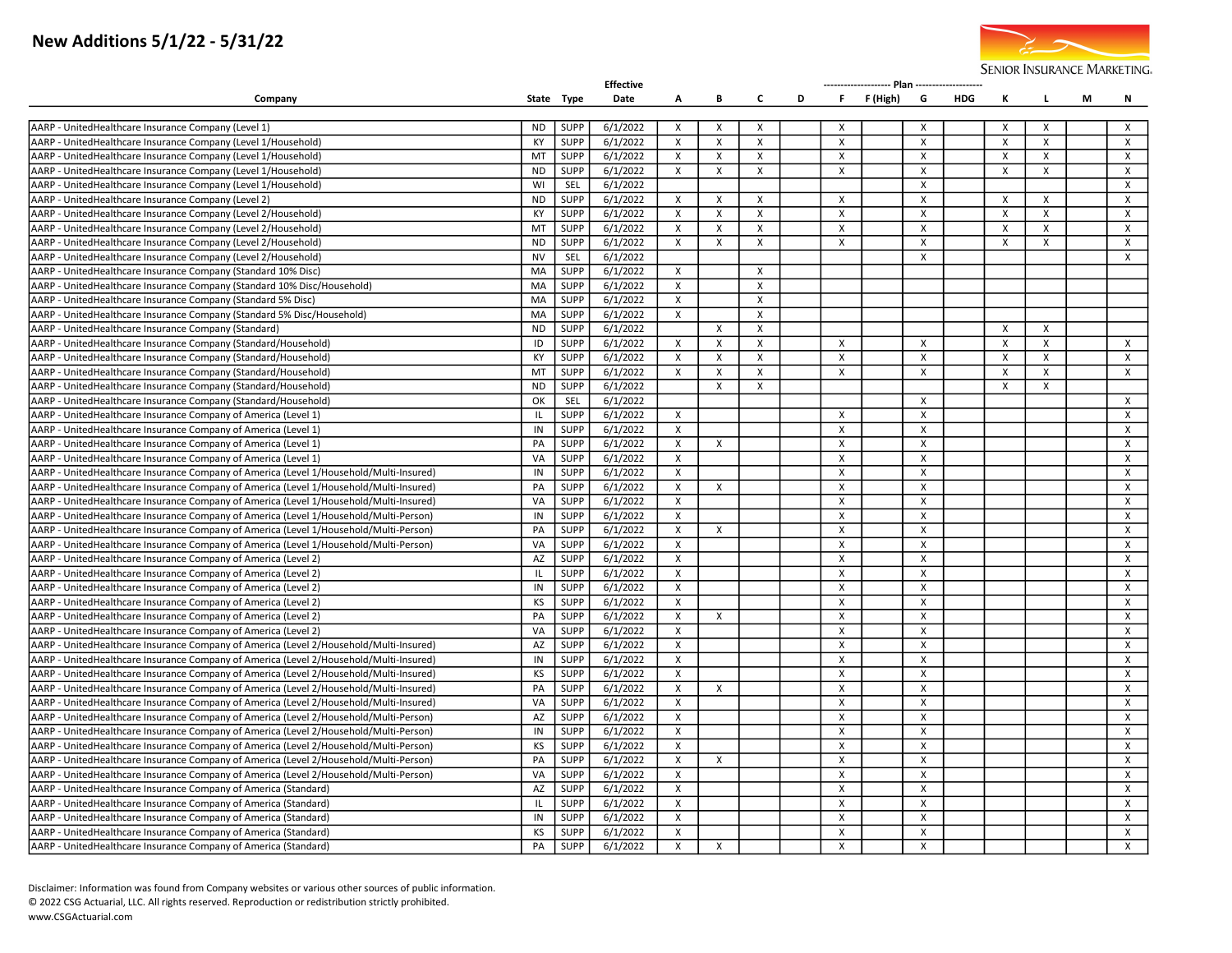# New Additions 5/1/22 - 5/31/22

SENIOR INSURANCE MARKETING.

| Company | State | Type | Effective Date | A | B | C | D | F | F (High) | G | HDG | K | L | M | N |
|---|---|---|---|---|---|---|---|---|---|---|---|---|---|---|---|
| AARP - UnitedHealthcare Insurance Company (Level 1) | ND | SUPP | 6/1/2022 | X | X | X | | X | | X | | X | X | | X |
| AARP - UnitedHealthcare Insurance Company (Level 1/Household) | KY | SUPP | 6/1/2022 | X | X | X | | X | | X | | X | X | | X |
| AARP - UnitedHealthcare Insurance Company (Level 1/Household) | MT | SUPP | 6/1/2022 | X | X | X | | X | | X | | X | X | | X |
| AARP - UnitedHealthcare Insurance Company (Level 1/Household) | ND | SUPP | 6/1/2022 | X | X | X | | X | | X | | X | X | | X |
| AARP - UnitedHealthcare Insurance Company (Level 1/Household) | WI | SEL | 6/1/2022 | | | | | | | X | | | | | X |
| AARP - UnitedHealthcare Insurance Company (Level 2) | ND | SUPP | 6/1/2022 | X | X | X | | X | | X | | X | X | | X |
| AARP - UnitedHealthcare Insurance Company (Level 2/Household) | KY | SUPP | 6/1/2022 | X | X | X | | X | | X | | X | X | | X |
| AARP - UnitedHealthcare Insurance Company (Level 2/Household) | MT | SUPP | 6/1/2022 | X | X | X | | X | | X | | X | X | | X |
| AARP - UnitedHealthcare Insurance Company (Level 2/Household) | ND | SUPP | 6/1/2022 | X | X | X | | X | | X | | X | X | | X |
| AARP - UnitedHealthcare Insurance Company (Level 2/Household) | NV | SEL | 6/1/2022 | | | | | | | X | | | | | X |
| AARP - UnitedHealthcare Insurance Company (Standard 10% Disc) | MA | SUPP | 6/1/2022 | X | | X | | | | | | | | | |
| AARP - UnitedHealthcare Insurance Company (Standard 10% Disc/Household) | MA | SUPP | 6/1/2022 | X | | X | | | | | | | | | |
| AARP - UnitedHealthcare Insurance Company (Standard 5% Disc) | MA | SUPP | 6/1/2022 | X | | X | | | | | | | | | |
| AARP - UnitedHealthcare Insurance Company (Standard 5% Disc/Household) | MA | SUPP | 6/1/2022 | X | | X | | | | | | | | | |
| AARP - UnitedHealthcare Insurance Company (Standard) | ND | SUPP | 6/1/2022 | | X | X | | | | | | X | X | | |
| AARP - UnitedHealthcare Insurance Company (Standard/Household) | ID | SUPP | 6/1/2022 | X | X | X | | X | | X | | X | X | | X |
| AARP - UnitedHealthcare Insurance Company (Standard/Household) | KY | SUPP | 6/1/2022 | X | X | X | | X | | X | | X | X | | X |
| AARP - UnitedHealthcare Insurance Company (Standard/Household) | MT | SUPP | 6/1/2022 | X | X | X | | X | | X | | X | X | | X |
| AARP - UnitedHealthcare Insurance Company (Standard/Household) | ND | SUPP | 6/1/2022 | | X | X | | | | | | X | X | | |
| AARP - UnitedHealthcare Insurance Company (Standard/Household) | OK | SEL | 6/1/2022 | | | | | | | X | | | | | X |
| AARP - UnitedHealthcare Insurance Company of America (Level 1) | IL | SUPP | 6/1/2022 | X | | | | X | | X | | | | | X |
| AARP - UnitedHealthcare Insurance Company of America (Level 1) | IN | SUPP | 6/1/2022 | X | | | | X | | X | | | | | X |
| AARP - UnitedHealthcare Insurance Company of America (Level 1) | PA | SUPP | 6/1/2022 | X | X | | | X | | X | | | | | X |
| AARP - UnitedHealthcare Insurance Company of America (Level 1) | VA | SUPP | 6/1/2022 | X | | | | X | | X | | | | | X |
| AARP - UnitedHealthcare Insurance Company of America (Level 1/Household/Multi-Insured) | IN | SUPP | 6/1/2022 | X | | | | X | | X | | | | | X |
| AARP - UnitedHealthcare Insurance Company of America (Level 1/Household/Multi-Insured) | PA | SUPP | 6/1/2022 | X | X | | | X | | X | | | | | X |
| AARP - UnitedHealthcare Insurance Company of America (Level 1/Household/Multi-Insured) | VA | SUPP | 6/1/2022 | X | | | | X | | X | | | | | X |
| AARP - UnitedHealthcare Insurance Company of America (Level 1/Household/Multi-Person) | IN | SUPP | 6/1/2022 | X | | | | X | | X | | | | | X |
| AARP - UnitedHealthcare Insurance Company of America (Level 1/Household/Multi-Person) | PA | SUPP | 6/1/2022 | X | X | | | X | | X | | | | | X |
| AARP - UnitedHealthcare Insurance Company of America (Level 1/Household/Multi-Person) | VA | SUPP | 6/1/2022 | X | | | | X | | X | | | | | X |
| AARP - UnitedHealthcare Insurance Company of America (Level 2) | AZ | SUPP | 6/1/2022 | X | | | | X | | X | | | | | X |
| AARP - UnitedHealthcare Insurance Company of America (Level 2) | IL | SUPP | 6/1/2022 | X | | | | X | | X | | | | | X |
| AARP - UnitedHealthcare Insurance Company of America (Level 2) | IN | SUPP | 6/1/2022 | X | | | | X | | X | | | | | X |
| AARP - UnitedHealthcare Insurance Company of America (Level 2) | KS | SUPP | 6/1/2022 | X | | | | X | | X | | | | | X |
| AARP - UnitedHealthcare Insurance Company of America (Level 2) | PA | SUPP | 6/1/2022 | X | X | | | X | | X | | | | | X |
| AARP - UnitedHealthcare Insurance Company of America (Level 2) | VA | SUPP | 6/1/2022 | X | | | | X | | X | | | | | X |
| AARP - UnitedHealthcare Insurance Company of America (Level 2/Household/Multi-Insured) | AZ | SUPP | 6/1/2022 | X | | | | X | | X | | | | | X |
| AARP - UnitedHealthcare Insurance Company of America (Level 2/Household/Multi-Insured) | IN | SUPP | 6/1/2022 | X | | | | X | | X | | | | | X |
| AARP - UnitedHealthcare Insurance Company of America (Level 2/Household/Multi-Insured) | KS | SUPP | 6/1/2022 | X | | | | X | | X | | | | | X |
| AARP - UnitedHealthcare Insurance Company of America (Level 2/Household/Multi-Insured) | PA | SUPP | 6/1/2022 | X | X | | | X | | X | | | | | X |
| AARP - UnitedHealthcare Insurance Company of America (Level 2/Household/Multi-Insured) | VA | SUPP | 6/1/2022 | X | | | | X | | X | | | | | X |
| AARP - UnitedHealthcare Insurance Company of America (Level 2/Household/Multi-Person) | AZ | SUPP | 6/1/2022 | X | | | | X | | X | | | | | X |
| AARP - UnitedHealthcare Insurance Company of America (Level 2/Household/Multi-Person) | IN | SUPP | 6/1/2022 | X | | | | X | | X | | | | | X |
| AARP - UnitedHealthcare Insurance Company of America (Level 2/Household/Multi-Person) | KS | SUPP | 6/1/2022 | X | | | | X | | X | | | | | X |
| AARP - UnitedHealthcare Insurance Company of America (Level 2/Household/Multi-Person) | PA | SUPP | 6/1/2022 | X | X | | | X | | X | | | | | X |
| AARP - UnitedHealthcare Insurance Company of America (Level 2/Household/Multi-Person) | VA | SUPP | 6/1/2022 | X | | | | X | | X | | | | | X |
| AARP - UnitedHealthcare Insurance Company of America (Standard) | AZ | SUPP | 6/1/2022 | X | | | | X | | X | | | | | X |
| AARP - UnitedHealthcare Insurance Company of America (Standard) | IL | SUPP | 6/1/2022 | X | | | | X | | X | | | | | X |
| AARP - UnitedHealthcare Insurance Company of America (Standard) | IN | SUPP | 6/1/2022 | X | | | | X | | X | | | | | X |
| AARP - UnitedHealthcare Insurance Company of America (Standard) | KS | SUPP | 6/1/2022 | X | | | | X | | X | | | | | X |
| AARP - UnitedHealthcare Insurance Company of America (Standard) | PA | SUPP | 6/1/2022 | X | X | | | X | | X | | | | | X |

Note: Columns A through N are listed under the spanning header "Plan".

Disclaimer: Information was found from Company websites or various other sources of public information.
© 2022 CSG Actuarial, LLC. All rights reserved. Reproduction or redistribution strictly prohibited.
www.CSGActuarial.com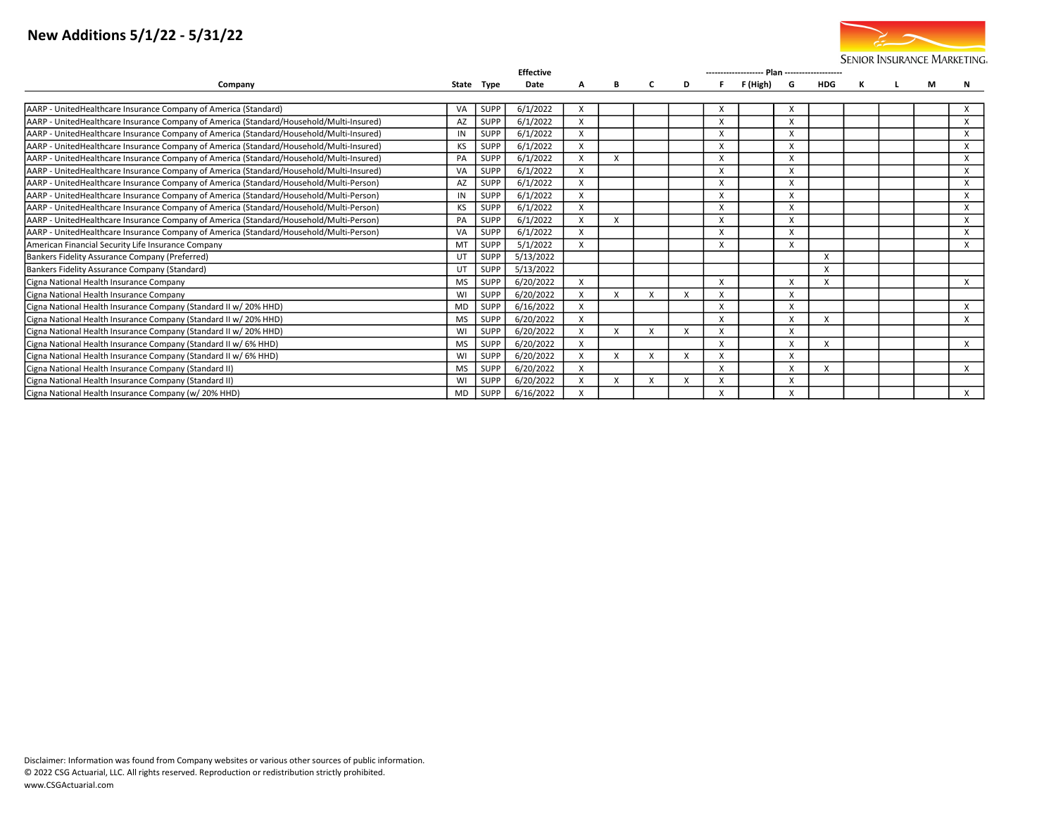# New Additions 5/1/22 - 5/31/22

SENIOR INSURANCE MARKETING.

| Company | State | Type | Effective Date | A | B | C | D | F | F (High) | G | HDG | K | L | M | N |
|---|---|---|---|---|---|---|---|---|---|---|---|---|---|---|---|
| AARP - UnitedHealthcare Insurance Company of America (Standard) | VA | SUPP | 6/1/2022 | X | | | | X | | X | | | | | X |
| AARP - UnitedHealthcare Insurance Company of America (Standard/Household/Multi-Insured) | AZ | SUPP | 6/1/2022 | X | | | | X | | X | | | | | X |
| AARP - UnitedHealthcare Insurance Company of America (Standard/Household/Multi-Insured) | IN | SUPP | 6/1/2022 | X | | | | X | | X | | | | | X |
| AARP - UnitedHealthcare Insurance Company of America (Standard/Household/Multi-Insured) | KS | SUPP | 6/1/2022 | X | | | | X | | X | | | | | X |
| AARP - UnitedHealthcare Insurance Company of America (Standard/Household/Multi-Insured) | PA | SUPP | 6/1/2022 | X | X | | | X | | X | | | | | X |
| AARP - UnitedHealthcare Insurance Company of America (Standard/Household/Multi-Insured) | VA | SUPP | 6/1/2022 | X | | | | X | | X | | | | | X |
| AARP - UnitedHealthcare Insurance Company of America (Standard/Household/Multi-Person) | AZ | SUPP | 6/1/2022 | X | | | | X | | X | | | | | X |
| AARP - UnitedHealthcare Insurance Company of America (Standard/Household/Multi-Person) | IN | SUPP | 6/1/2022 | X | | | | X | | X | | | | | X |
| AARP - UnitedHealthcare Insurance Company of America (Standard/Household/Multi-Person) | KS | SUPP | 6/1/2022 | X | | | | X | | X | | | | | X |
| AARP - UnitedHealthcare Insurance Company of America (Standard/Household/Multi-Person) | PA | SUPP | 6/1/2022 | X | X | | | X | | X | | | | | X |
| AARP - UnitedHealthcare Insurance Company of America (Standard/Household/Multi-Person) | VA | SUPP | 6/1/2022 | X | | | | X | | X | | | | | X |
| American Financial Security Life Insurance Company | MT | SUPP | 5/1/2022 | X | | | | X | | X | | | | | X |
| Bankers Fidelity Assurance Company (Preferred) | UT | SUPP | 5/13/2022 | | | | | | | | X | | | | |
| Bankers Fidelity Assurance Company (Standard) | UT | SUPP | 5/13/2022 | | | | | | | | X | | | | |
| Cigna National Health Insurance Company | MS | SUPP | 6/20/2022 | X | | | | X | | X | X | | | | X |
| Cigna National Health Insurance Company | WI | SUPP | 6/20/2022 | X | X | X | X | X | | X | | | | | |
| Cigna National Health Insurance Company (Standard II w/ 20% HHD) | MD | SUPP | 6/16/2022 | X | | | | X | | X | | | | | X |
| Cigna National Health Insurance Company (Standard II w/ 20% HHD) | MS | SUPP | 6/20/2022 | X | | | | X | | X | X | | | | X |
| Cigna National Health Insurance Company (Standard II w/ 20% HHD) | WI | SUPP | 6/20/2022 | X | X | X | X | X | | X | | | | | |
| Cigna National Health Insurance Company (Standard II w/ 6% HHD) | MS | SUPP | 6/20/2022 | X | | | | X | | X | X | | | | X |
| Cigna National Health Insurance Company (Standard II w/ 6% HHD) | WI | SUPP | 6/20/2022 | X | X | X | X | X | | X | | | | | |
| Cigna National Health Insurance Company (Standard II) | MS | SUPP | 6/20/2022 | X | | | | X | | X | X | | | | X |
| Cigna National Health Insurance Company (Standard II) | WI | SUPP | 6/20/2022 | X | X | X | X | X | | X | | | | | |
| Cigna National Health Insurance Company (w/ 20% HHD) | MD | SUPP | 6/16/2022 | X | | | | X | | X | | | | | X |

Disclaimer: Information was found from Company websites or various other sources of public information.
© 2022 CSG Actuarial, LLC. All rights reserved. Reproduction or redistribution strictly prohibited.
www.CSGActuarial.com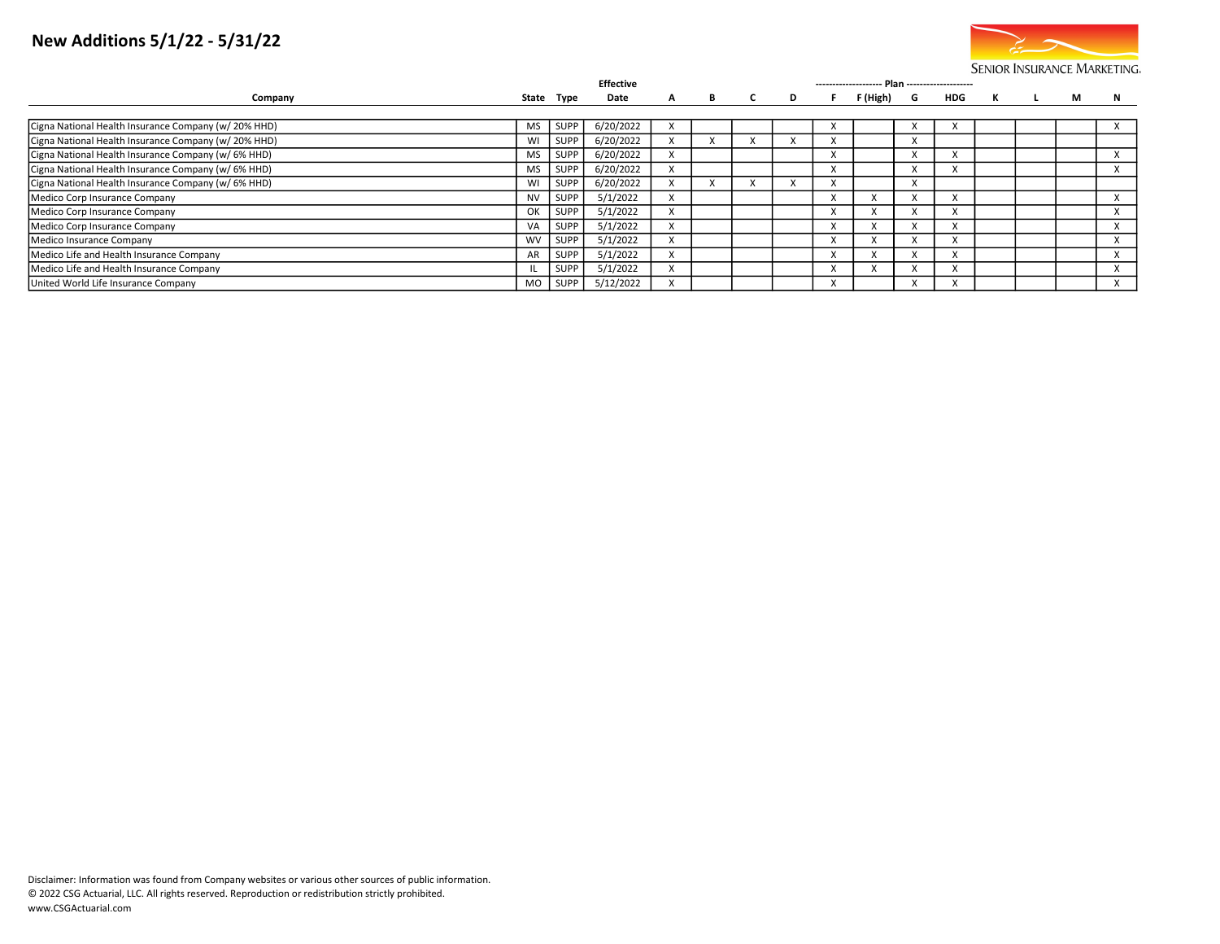## New Additions 5/1/22 - 5/31/22

SENIOR INSURANCE MARKETING.

| Company | State | Type | Effective Date | A | B | C | D | F | F (High) | G | HDG | K | L | M | N |
|---|---|---|---|---|---|---|---|---|---|---|---|---|---|---|---|
| Cigna National Health Insurance Company (w/ 20% HHD) | MS | SUPP | 6/20/2022 | X | | | | X | | X | X | | | | X |
| Cigna National Health Insurance Company (w/ 20% HHD) | WI | SUPP | 6/20/2022 | X | X | X | X | X | | X | | | | | |
| Cigna National Health Insurance Company (w/ 6% HHD) | MS | SUPP | 6/20/2022 | X | | | | X | | X | X | | | | X |
| Cigna National Health Insurance Company (w/ 6% HHD) | MS | SUPP | 6/20/2022 | X | | | | X | | X | X | | | | X |
| Cigna National Health Insurance Company (w/ 6% HHD) | WI | SUPP | 6/20/2022 | X | X | X | X | X | | X | | | | | |
| Medico Corp Insurance Company | NV | SUPP | 5/1/2022 | X | | | | X | X | X | X | | | | X |
| Medico Corp Insurance Company | OK | SUPP | 5/1/2022 | X | | | | X | X | X | X | | | | X |
| Medico Corp Insurance Company | VA | SUPP | 5/1/2022 | X | | | | X | X | X | X | | | | X |
| Medico Insurance Company | WV | SUPP | 5/1/2022 | X | | | | X | X | X | X | | | | X |
| Medico Life and Health Insurance Company | AR | SUPP | 5/1/2022 | X | | | | X | X | X | X | | | | X |
| Medico Life and Health Insurance Company | IL | SUPP | 5/1/2022 | X | | | | X | X | X | X | | | | X |
| United World Life Insurance Company | MO | SUPP | 5/12/2022 | X | | | | X | | X | X | | | | X |

Disclaimer: Information was found from Company websites or various other sources of public information.
© 2022 CSG Actuarial, LLC. All rights reserved. Reproduction or redistribution strictly prohibited.
www.CSGActuarial.com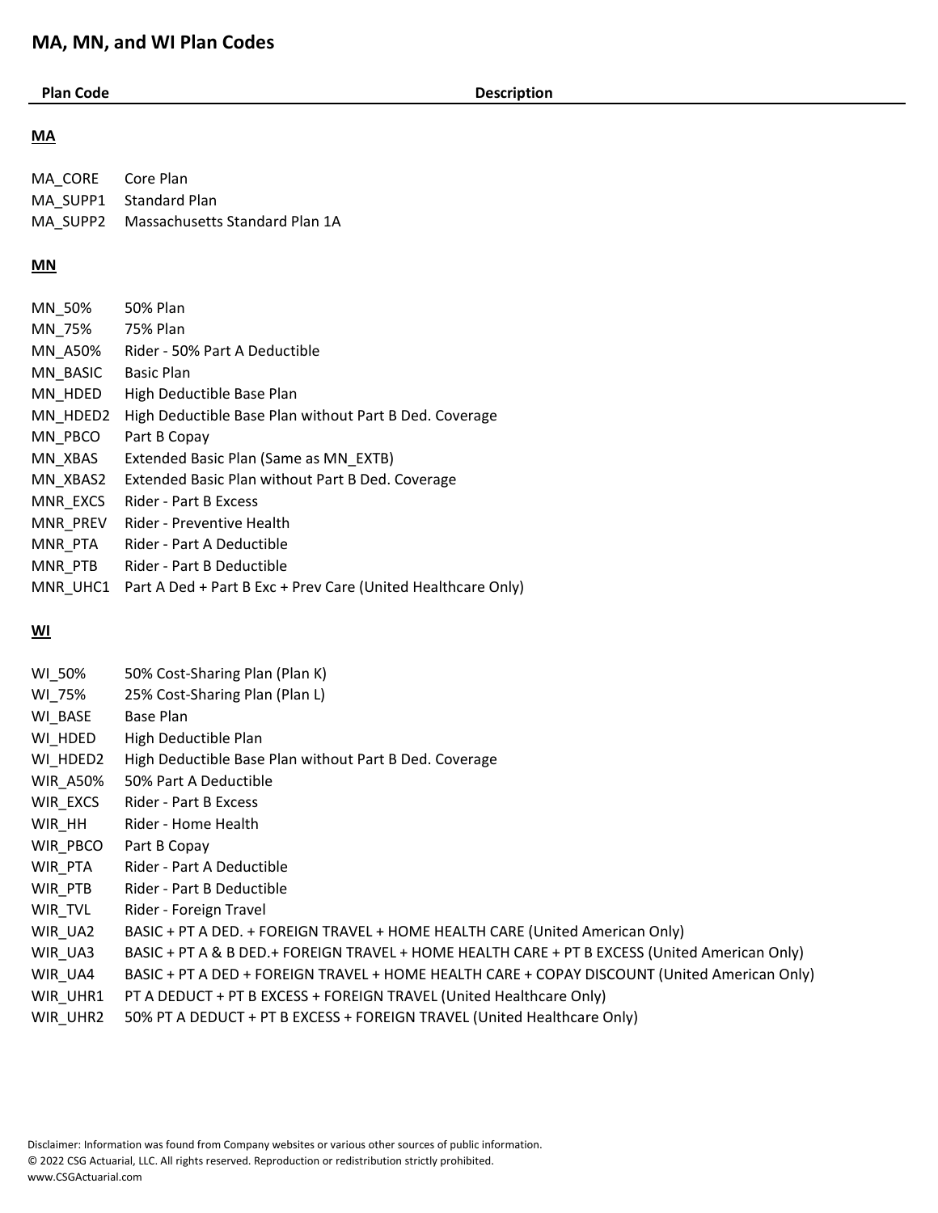# MA, MN, and WI Plan Codes

| Plan Code | Description |
| --- | --- |
| **MA** | |
| MA_CORE | Core Plan |
| MA_SUPP1 | Standard Plan |
| MA_SUPP2 | Massachusetts Standard Plan 1A |
| **MN** | |
| MN_50% | 50% Plan |
| MN_75% | 75% Plan |
| MN_A50% | Rider - 50% Part A Deductible |
| MN_BASIC | Basic Plan |
| MN_HDED | High Deductible Base Plan |
| MN_HDED2 | High Deductible Base Plan without Part B Ded. Coverage |
| MN_PBCO | Part B Copay |
| MN_XBAS | Extended Basic Plan (Same as MN_EXTB) |
| MN_XBAS2 | Extended Basic Plan without Part B Ded. Coverage |
| MNR_EXCS | Rider - Part B Excess |
| MNR_PREV | Rider - Preventive Health |
| MNR_PTA | Rider - Part A Deductible |
| MNR_PTB | Rider - Part B Deductible |
| MNR_UHC1 | Part A Ded + Part B Exc + Prev Care (United Healthcare Only) |
| **WI** | |
| WI_50% | 50% Cost-Sharing Plan (Plan K) |
| WI_75% | 25% Cost-Sharing Plan (Plan L) |
| WI_BASE | Base Plan |
| WI_HDED | High Deductible Plan |
| WI_HDED2 | High Deductible Base Plan without Part B Ded. Coverage |
| WIR_A50% | 50% Part A Deductible |
| WIR_EXCS | Rider - Part B Excess |
| WIR_HH | Rider - Home Health |
| WIR_PBCO | Part B Copay |
| WIR_PTA | Rider - Part A Deductible |
| WIR_PTB | Rider - Part B Deductible |
| WIR_TVL | Rider - Foreign Travel |
| WIR_UA2 | BASIC + PT A DED. + FOREIGN TRAVEL + HOME HEALTH CARE (United American Only) |
| WIR_UA3 | BASIC + PT A & B DED.+ FOREIGN TRAVEL + HOME HEALTH CARE + PT B EXCESS (United American Only) |
| WIR_UA4 | BASIC + PT A DED + FOREIGN TRAVEL + HOME HEALTH CARE + COPAY DISCOUNT (United American Only) |
| WIR_UHR1 | PT A DEDUCT + PT B EXCESS + FOREIGN TRAVEL (United Healthcare Only) |
| WIR_UHR2 | 50% PT A DEDUCT + PT B EXCESS + FOREIGN TRAVEL (United Healthcare Only) |

Disclaimer: Information was found from Company websites or various other sources of public information.
© 2022 CSG Actuarial, LLC. All rights reserved. Reproduction or redistribution strictly prohibited.
www.CSGActuarial.com